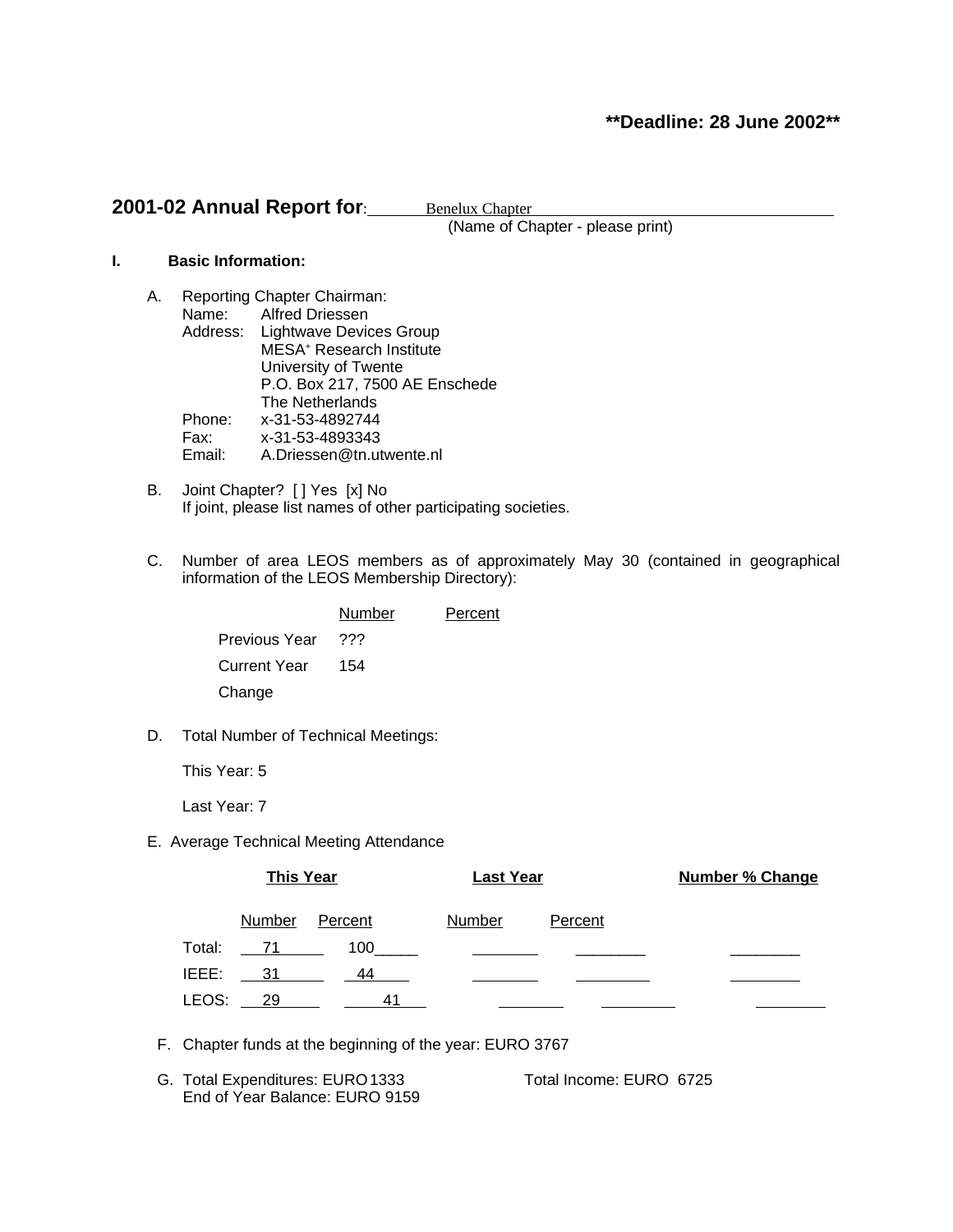**Deadline: 28 June 2002**

## 2001-02 Annual Report for: Benelux Chapter

(Name of Chapter - please print)

### I. Basic Information:

A. Reporting Chapter Chairman:
Name: Alfred Driessen
Address: Lightwave Devices Group
MESA+ Research Institute
University of Twente
P.O. Box 217, 7500 AE Enschede
The Netherlands
Phone: x-31-53-4892744
Fax: x-31-53-4893343
Email: A.Driessen@tn.utwente.nl

B. Joint Chapter? [ ] Yes [x] No
If joint, please list names of other participating societies.

C. Number of area LEOS members as of approximately May 30 (contained in geographical information of the LEOS Membership Directory):

| | Number | Percent |
|---|---|---|
| Previous Year | ??? | |
| Current Year | 154 | |
| Change | | |

D. Total Number of Technical Meetings:

This Year: 5

Last Year: 7

E. Average Technical Meeting Attendance

| | This Year | | Last Year | | Number % Change |
|---|---|---|---|---|---|
| | Number | Percent | Number | Percent | |
| Total: | 71 | 100 | | | |
| IEEE: | 31 | 44 | | | |
| LEOS: | 29 | 41 | | | |

F. Chapter funds at the beginning of the year: EURO 3767

G. Total Expenditures: EURO 1333 Total Income: EURO 6725
End of Year Balance: EURO 9159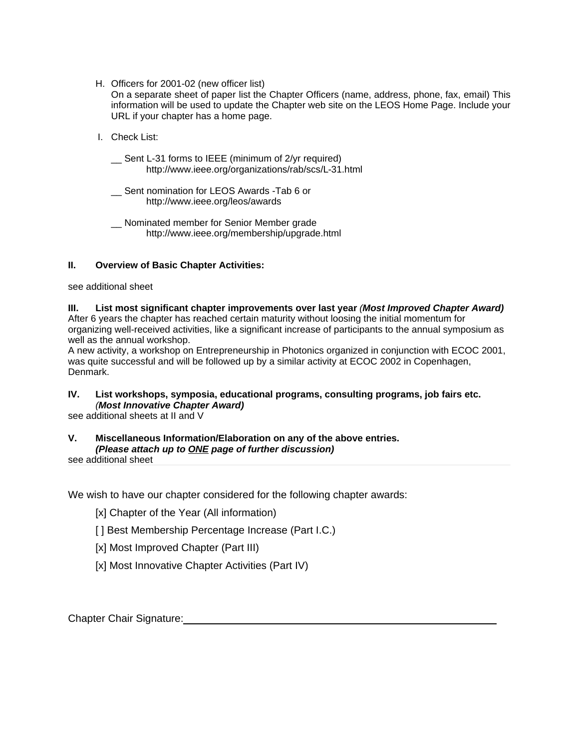H. Officers for 2001-02 (new officer list)
   On a separate sheet of paper list the Chapter Officers (name, address, phone, fax, email) This information will be used to update the Chapter web site on the LEOS Home Page. Include your URL if your chapter has a home page.

I. Check List:

   __ Sent L-31 forms to IEEE (minimum of 2/yr required)
   http://www.ieee.org/organizations/rab/scs/L-31.html

   __ Sent nomination for LEOS Awards -Tab 6 or
   http://www.ieee.org/leos/awards

   __ Nominated member for Senior Member grade
   http://www.ieee.org/membership/upgrade.html

**II. Overview of Basic Chapter Activities:**

see additional sheet

**III. List most significant chapter improvements over last year** ***(Most Improved Chapter Award)***

After 6 years the chapter has reached certain maturity without loosing the initial momentum for organizing well-received activities, like a significant increase of participants to the annual symposium as well as the annual workshop.
A new activity, a workshop on Entrepreneurship in Photonics organized in conjunction with ECOC 2001, was quite successful and will be followed up by a similar activity at ECOC 2002 in Copenhagen, Denmark.

**IV. List workshops, symposia, educational programs, consulting programs, job fairs etc.** *(**Most Innovative Chapter Award)***

see additional sheets at II and V

**V. Miscellaneous Information/Elaboration on any of the above entries.**
***(Please attach up to <u>ONE</u> page of further discussion)***

see additional sheet

We wish to have our chapter considered for the following chapter awards:

[x] Chapter of the Year (All information)

[ ] Best Membership Percentage Increase (Part I.C.)

[x] Most Improved Chapter (Part III)

[x] Most Innovative Chapter Activities (Part IV)

Chapter Chair Signature:______________________________________________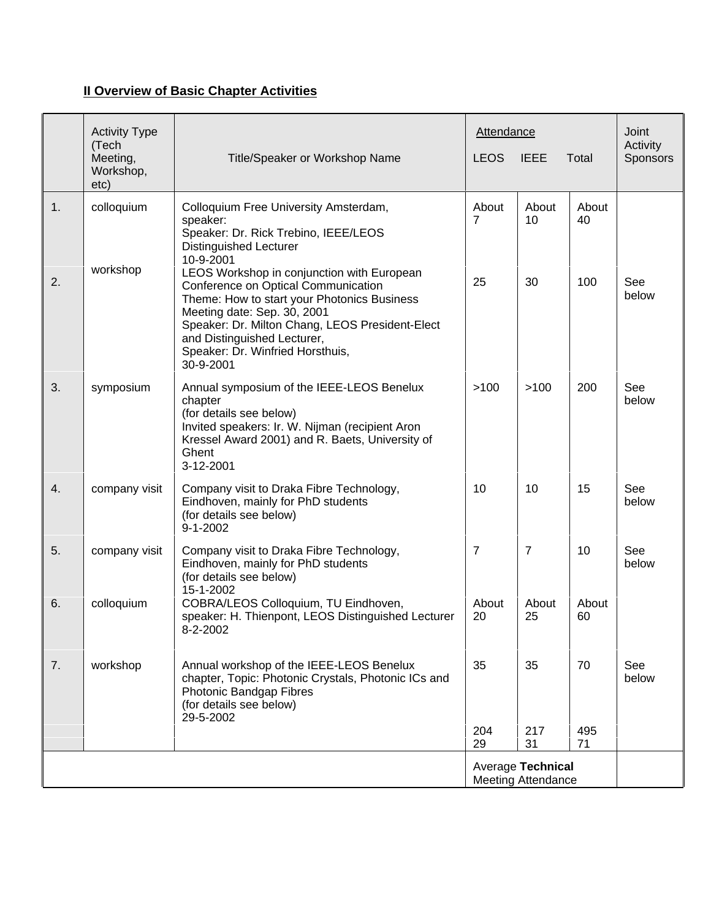## II Overview of Basic Chapter Activities

| | Activity Type (Tech Meeting, Workshop, etc) | Title/Speaker or Workshop Name | Attendance LEOS | IEEE | Total | Joint Activity Sponsors |
|---|---|---|---|---|---|---|
| 1. | colloquium | Colloquium Free University Amsterdam, speaker: Speaker: Dr. Rick Trebino, IEEE/LEOS Distinguished Lecturer 10-9-2001 | About 7 | About 10 | About 40 | |
| 2. | workshop | LEOS Workshop in conjunction with European Conference on Optical Communication Theme: How to start your Photonics Business Meeting date: Sep. 30, 2001 Speaker: Dr. Milton Chang, LEOS President-Elect and Distinguished Lecturer, Speaker: Dr. Winfried Horsthuis, 30-9-2001 | 25 | 30 | 100 | See below |
| 3. | symposium | Annual symposium of the IEEE-LEOS Benelux chapter (for details see below) Invited speakers: Ir. W. Nijman (recipient Aron Kressel Award 2001) and R. Baets, University of Ghent 3-12-2001 | >100 | >100 | 200 | See below |
| 4. | company visit | Company visit to Draka Fibre Technology, Eindhoven, mainly for PhD students (for details see below) 9-1-2002 | 10 | 10 | 15 | See below |
| 5. | company visit | Company visit to Draka Fibre Technology, Eindhoven, mainly for PhD students (for details see below) 15-1-2002 | 7 | 7 | 10 | See below |
| 6. | colloquium | COBRA/LEOS Colloquium, TU Eindhoven, speaker: H. Thienpont, LEOS Distinguished Lecturer 8-2-2002 | About 20 | About 25 | About 60 | |
| 7. | workshop | Annual workshop of the IEEE-LEOS Benelux chapter, Topic: Photonic Crystals, Photonic ICs and Photonic Bandgap Fibres (for details see below) 29-5-2002 | 35 | 35 | 70 | See below |
| | | | 204 | 217 | 495 | |
| | | | 29 | 31 | 71 | |
| | | | Average **Technical** Meeting Attendance | | | |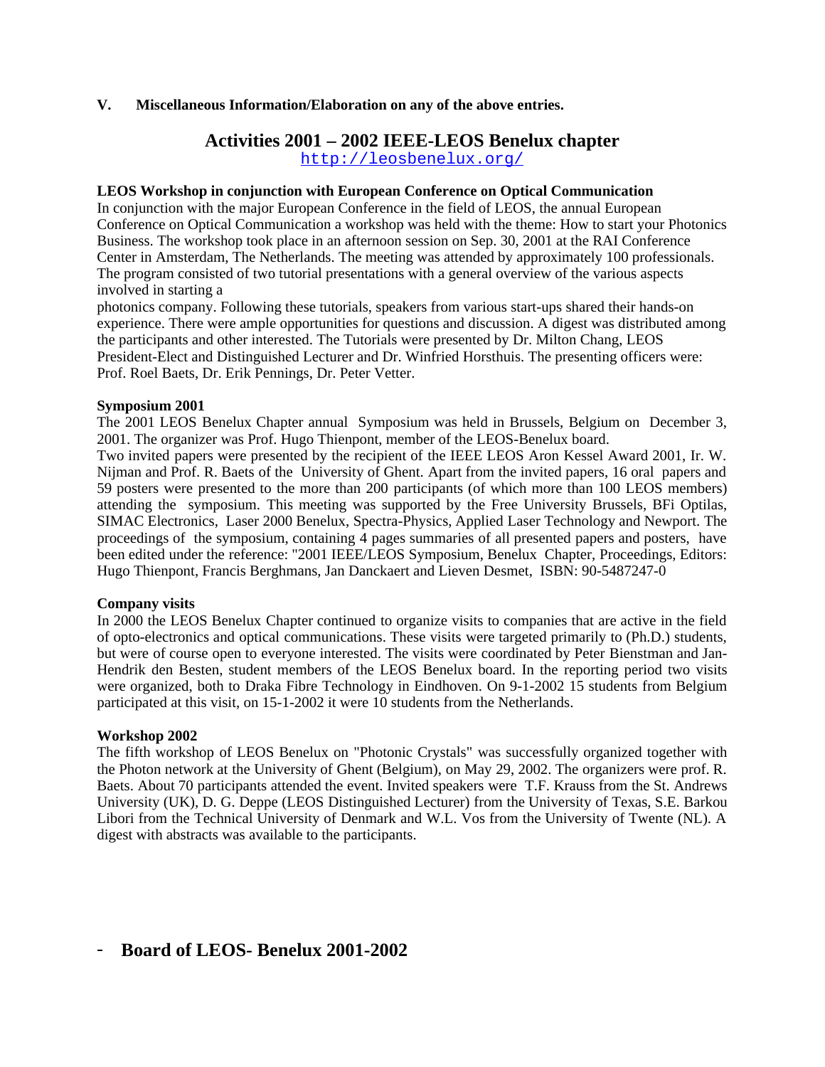**V. Miscellaneous Information/Elaboration on any of the above entries.**

# Activities 2001 – 2002 IEEE-LEOS Benelux chapter

http://leosbenelux.org/

**LEOS Workshop in conjunction with European Conference on Optical Communication**

In conjunction with the major European Conference in the field of LEOS, the annual European Conference on Optical Communication a workshop was held with the theme: How to start your Photonics Business. The workshop took place in an afternoon session on Sep. 30, 2001 at the RAI Conference Center in Amsterdam, The Netherlands. The meeting was attended by approximately 100 professionals. The program consisted of two tutorial presentations with a general overview of the various aspects involved in starting a

photonics company. Following these tutorials, speakers from various start-ups shared their hands-on experience. There were ample opportunities for questions and discussion. A digest was distributed among the participants and other interested. The Tutorials were presented by Dr. Milton Chang, LEOS President-Elect and Distinguished Lecturer and Dr. Winfried Horsthuis. The presenting officers were: Prof. Roel Baets, Dr. Erik Pennings, Dr. Peter Vetter.

**Symposium 2001**

The 2001 LEOS Benelux Chapter annual Symposium was held in Brussels, Belgium on December 3, 2001. The organizer was Prof. Hugo Thienpont, member of the LEOS-Benelux board.
Two invited papers were presented by the recipient of the IEEE LEOS Aron Kessel Award 2001, Ir. W. Nijman and Prof. R. Baets of the University of Ghent. Apart from the invited papers, 16 oral papers and 59 posters were presented to the more than 200 participants (of which more than 100 LEOS members) attending the symposium. This meeting was supported by the Free University Brussels, BFi Optilas, SIMAC Electronics, Laser 2000 Benelux, Spectra-Physics, Applied Laser Technology and Newport. The proceedings of the symposium, containing 4 pages summaries of all presented papers and posters, have been edited under the reference: "2001 IEEE/LEOS Symposium, Benelux Chapter, Proceedings, Editors: Hugo Thienpont, Francis Berghmans, Jan Danckaert and Lieven Desmet, ISBN: 90-5487247-0

**Company visits**

In 2000 the LEOS Benelux Chapter continued to organize visits to companies that are active in the field of opto-electronics and optical communications. These visits were targeted primarily to (Ph.D.) students, but were of course open to everyone interested. The visits were coordinated by Peter Bienstman and Jan-Hendrik den Besten, student members of the LEOS Benelux board. In the reporting period two visits were organized, both to Draka Fibre Technology in Eindhoven. On 9-1-2002 15 students from Belgium participated at this visit, on 15-1-2002 it were 10 students from the Netherlands.

**Workshop 2002**

The fifth workshop of LEOS Benelux on "Photonic Crystals" was successfully organized together with the Photon network at the University of Ghent (Belgium), on May 29, 2002. The organizers were prof. R. Baets. About 70 participants attended the event. Invited speakers were T.F. Krauss from the St. Andrews University (UK), D. G. Deppe (LEOS Distinguished Lecturer) from the University of Texas, S.E. Barkou Libori from the Technical University of Denmark and W.L. Vos from the University of Twente (NL). A digest with abstracts was available to the participants.

## - Board of LEOS- Benelux 2001-2002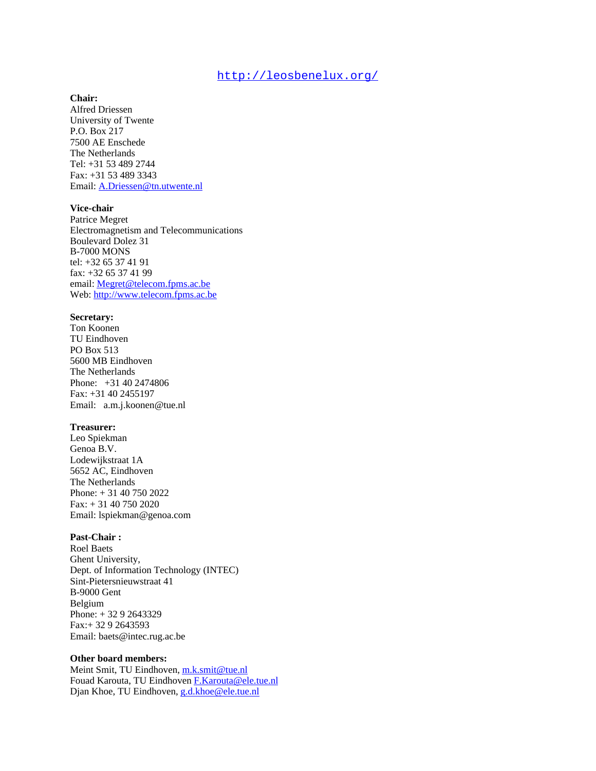http://leosbenelux.org/

**Chair:**
Alfred Driessen
University of Twente
P.O. Box 217
7500 AE Enschede
The Netherlands
Tel: +31 53 489 2744
Fax: +31 53 489 3343
Email: A.Driessen@tn.utwente.nl

**Vice-chair**
Patrice Megret
Electromagnetism and Telecommunications
Boulevard Dolez 31
B-7000 MONS
tel: +32 65 37 41 91
fax: +32 65 37 41 99
email: Megret@telecom.fpms.ac.be
Web: http://www.telecom.fpms.ac.be

**Secretary:**
Ton Koonen
TU Eindhoven
PO Box 513
5600 MB Eindhoven
The Netherlands
Phone: +31 40 2474806
Fax: +31 40 2455197
Email: a.m.j.koonen@tue.nl

**Treasurer:**
Leo Spiekman
Genoa B.V.
Lodewijkstraat 1A
5652 AC, Eindhoven
The Netherlands
Phone: + 31 40 750 2022
Fax: + 31 40 750 2020
Email: lspiekman@genoa.com

**Past-Chair :**
Roel Baets
Ghent University,
Dept. of Information Technology (INTEC)
Sint-Pietersnieuwstraat 41
B-9000 Gent
Belgium
Phone: + 32 9 2643329
Fax:+ 32 9 2643593
Email: baets@intec.rug.ac.be

**Other board members:**
Meint Smit, TU Eindhoven, m.k.smit@tue.nl
Fouad Karouta, TU Eindhoven F.Karouta@ele.tue.nl
Djan Khoe, TU Eindhoven, g.d.khoe@ele.tue.nl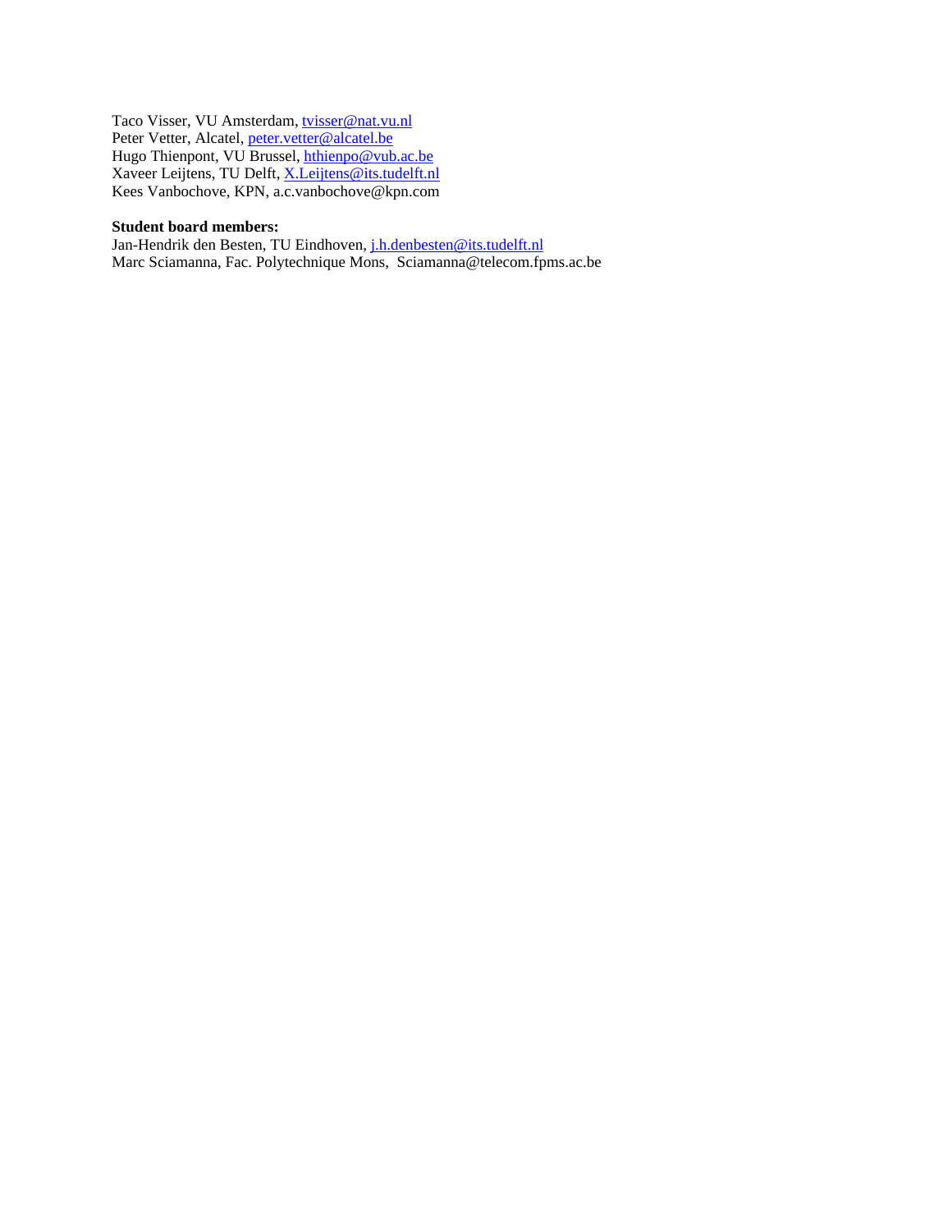Taco Visser, VU Amsterdam, tvisser@nat.vu.nl
Peter Vetter, Alcatel, peter.vetter@alcatel.be
Hugo Thienpont, VU Brussel, hthienpo@vub.ac.be
Xaveer Leijtens, TU Delft, X.Leijtens@its.tudelft.nl
Kees Vanbochove, KPN, a.c.vanbochove@kpn.com

**Student board members:**
Jan-Hendrik den Besten, TU Eindhoven, j.h.denbesten@its.tudelft.nl
Marc Sciamanna, Fac. Polytechnique Mons, Sciamanna@telecom.fpms.ac.be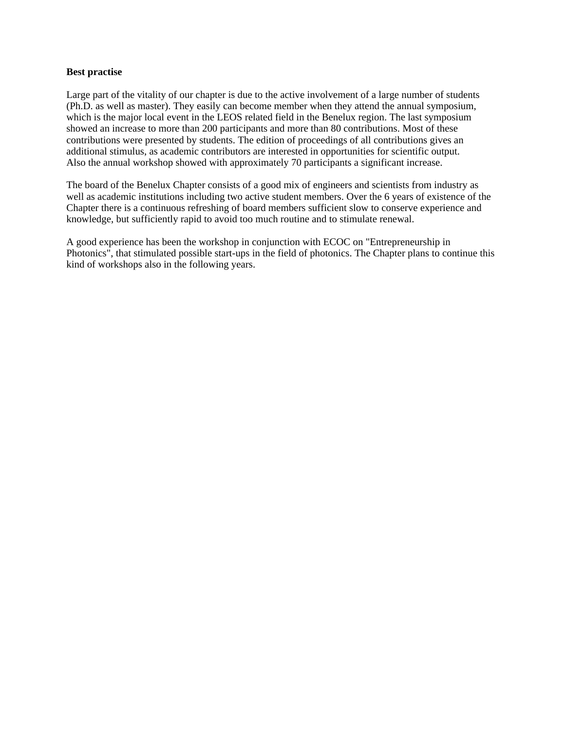**Best practise**

Large part of the vitality of our chapter is due to the active involvement of a large number of students (Ph.D. as well as master). They easily can become member when they attend the annual symposium, which is the major local event in the LEOS related field in the Benelux region. The last symposium showed an increase to more than 200 participants and more than 80 contributions. Most of these contributions were presented by students. The edition of proceedings of all contributions gives an additional stimulus, as academic contributors are interested in opportunities for scientific output. Also the annual workshop showed with approximately 70 participants a significant increase.

The board of the Benelux Chapter consists of a good mix of engineers and scientists from industry as well as academic institutions including two active student members. Over the 6 years of existence of the Chapter there is a continuous refreshing of board members sufficient slow to conserve experience and knowledge, but sufficiently rapid to avoid too much routine and to stimulate renewal.

A good experience has been the workshop in conjunction with ECOC on "Entrepreneurship in Photonics", that stimulated possible start-ups in the field of photonics. The Chapter plans to continue this kind of workshops also in the following years.